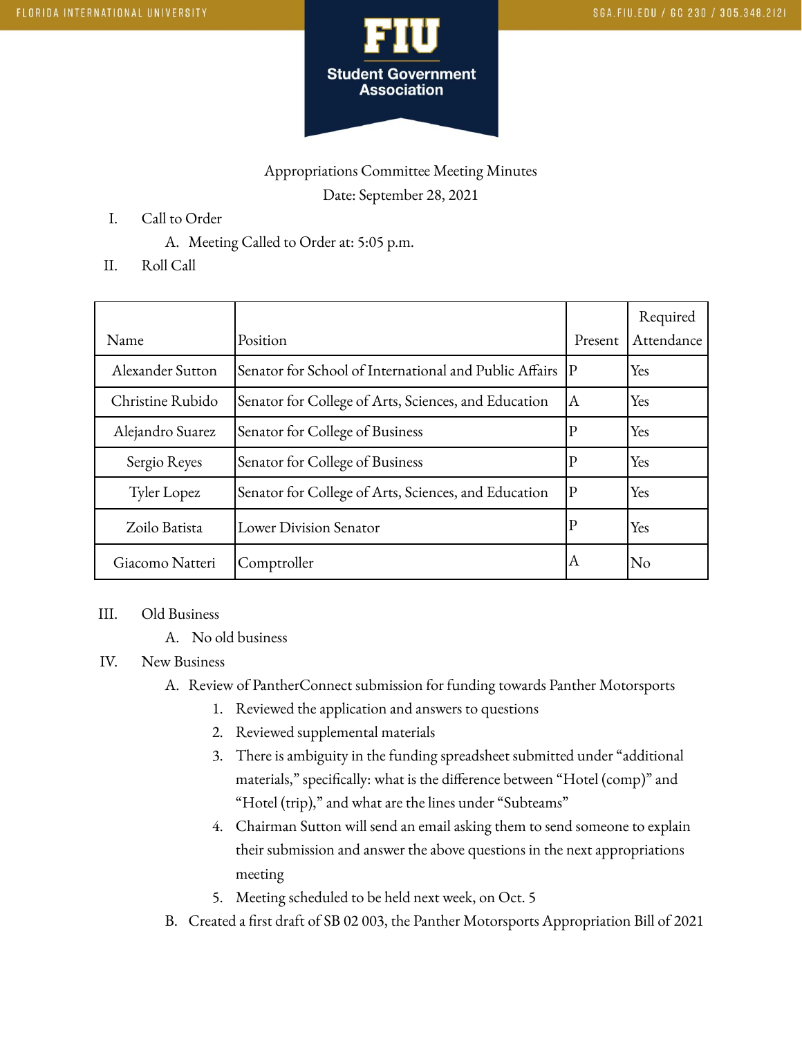# Appropriations Committee Meeting Minutes

Date: September 28, 2021

I. Call to Order
   A. Meeting Called to Order at: 5:05 p.m.

II. Roll Call

| Name | Position | Present | Required Attendance |
|---|---|---|---|
| Alexander Sutton | Senator for School of International and Public Affairs | P | Yes |
| Christine Rubido | Senator for College of Arts, Sciences, and Education | A | Yes |
| Alejandro Suarez | Senator for College of Business | P | Yes |
| Sergio Reyes | Senator for College of Business | P | Yes |
| Tyler Lopez | Senator for College of Arts, Sciences, and Education | P | Yes |
| Zoilo Batista | Lower Division Senator | P | Yes |
| Giacomo Natteri | Comptroller | A | No |

III. Old Business
   A. No old business

IV. New Business
   A. Review of PantherConnect submission for funding towards Panther Motorsports
      1. Reviewed the application and answers to questions
      2. Reviewed supplemental materials
      3. There is ambiguity in the funding spreadsheet submitted under "additional materials," specifically: what is the difference between "Hotel (comp)" and "Hotel (trip)," and what are the lines under "Subteams"
      4. Chairman Sutton will send an email asking them to send someone to explain their submission and answer the above questions in the next appropriations meeting
      5. Meeting scheduled to be held next week, on Oct. 5
   B. Created a first draft of SB 02 003, the Panther Motorsports Appropriation Bill of 2021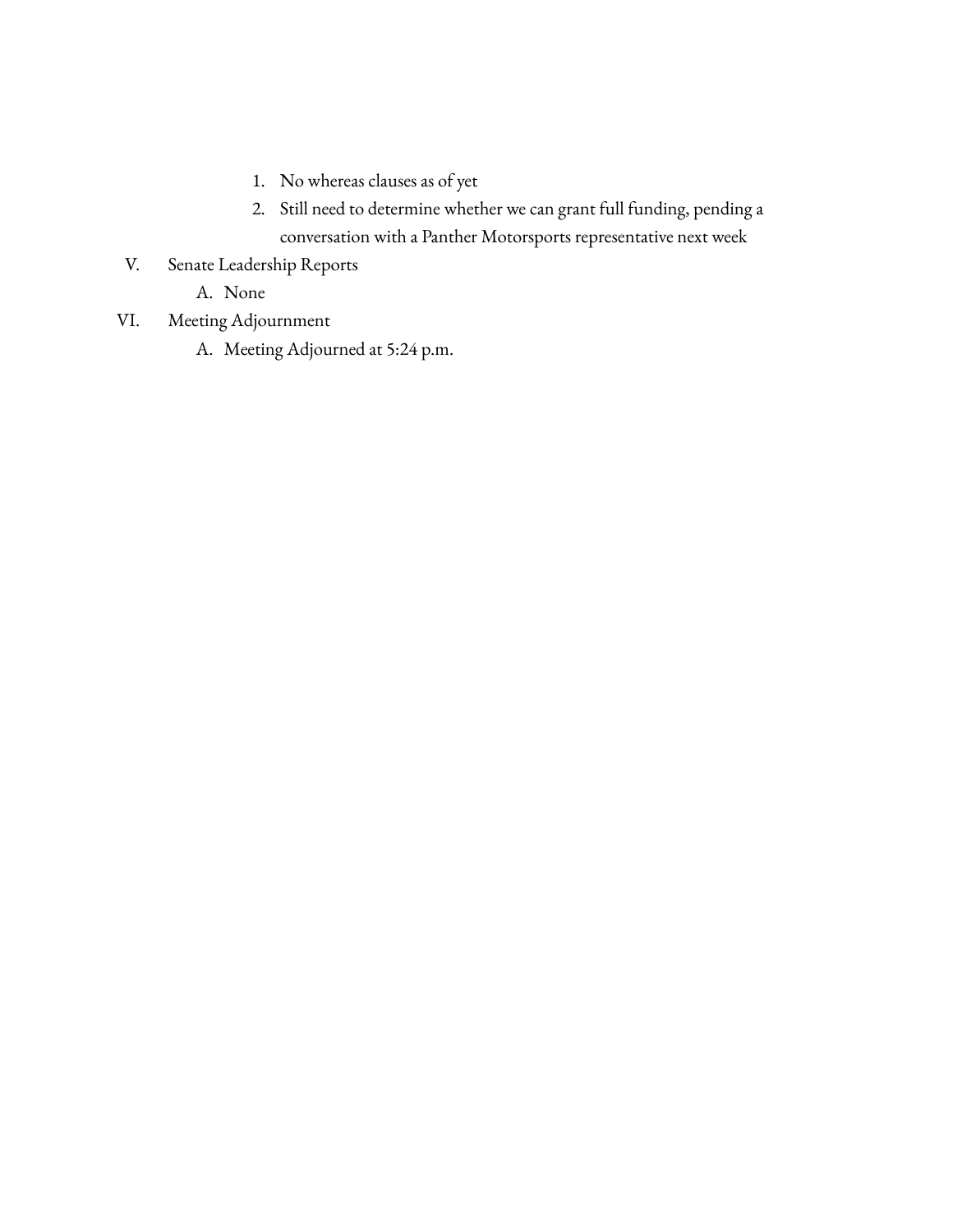1. No whereas clauses as of yet
2. Still need to determine whether we can grant full funding, pending a conversation with a Panther Motorsports representative next week

V. Senate Leadership Reports

   A. None

VI. Meeting Adjournment

   A. Meeting Adjourned at 5:24 p.m.